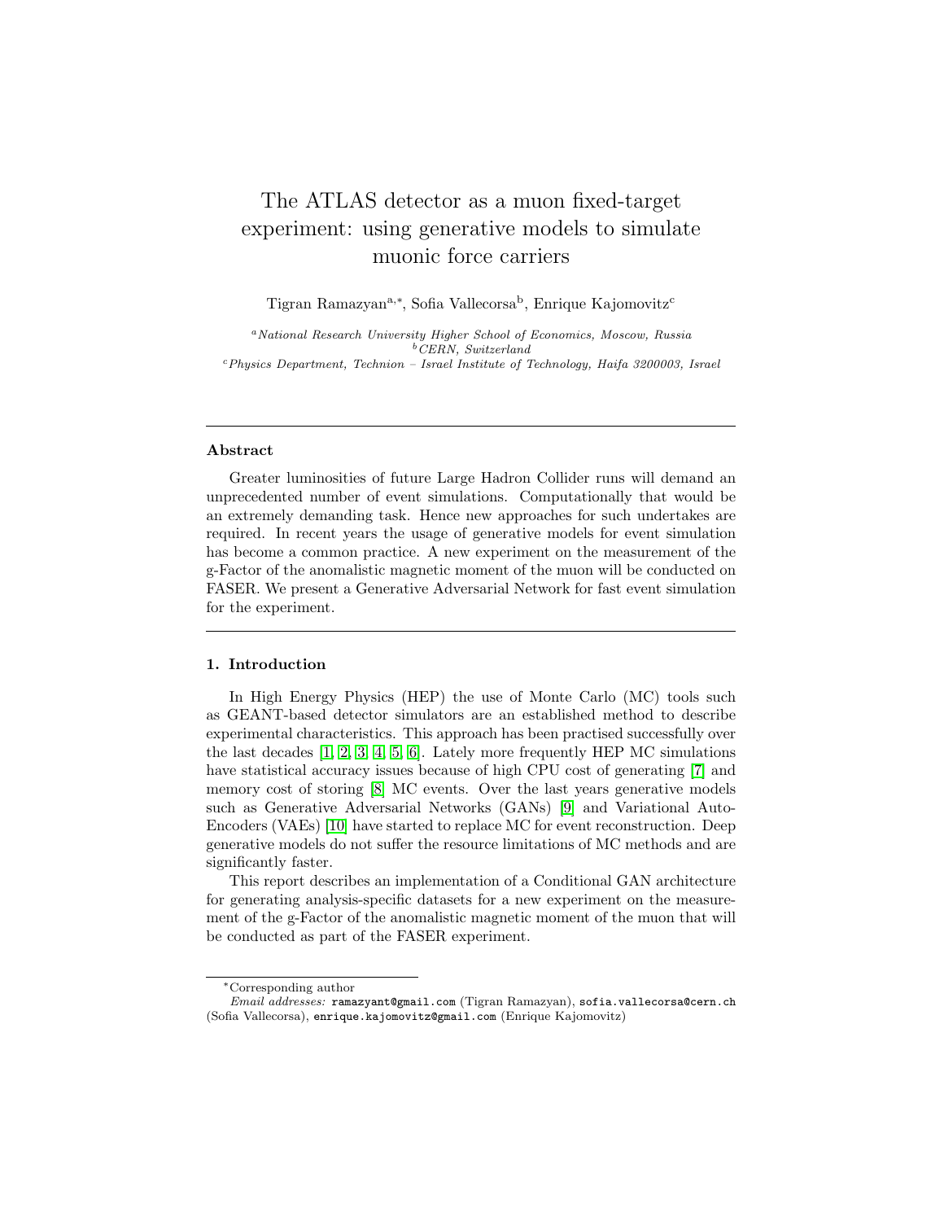# The ATLAS detector as a muon fixed-target experiment: using generative models to simulate muonic force carriers

Tigran Ramazyan[a,*], Sofia Vallecorsa[b], Enrique Kajomovitz[c]

[a] *National Research University Higher School of Economics, Moscow, Russia*
[b] *CERN, Switzerland*
[c] *Physics Department, Technion – Israel Institute of Technology, Haifa 3200003, Israel*

---

### Abstract

Greater luminosities of future Large Hadron Collider runs will demand an unprecedented number of event simulations. Computationally that would be an extremely demanding task. Hence new approaches for such undertakes are required. In recent years the usage of generative models for event simulation has become a common practice. A new experiment on the measurement of the g-Factor of the anomalistic magnetic moment of the muon will be conducted on FASER. We present a Generative Adversarial Network for fast event simulation for the experiment.

---

## 1. Introduction

In High Energy Physics (HEP) the use of Monte Carlo (MC) tools such as GEANT-based detector simulators are an established method to describe experimental characteristics. This approach has been practised successfully over the last decades [1, 2, 3, 4, 5, 6]. Lately more frequently HEP MC simulations have statistical accuracy issues because of high CPU cost of generating [7] and memory cost of storing [8] MC events. Over the last years generative models such as Generative Adversarial Networks (GANs) [9] and Variational Auto-Encoders (VAEs) [10] have started to replace MC for event reconstruction. Deep generative models do not suffer the resource limitations of MC methods and are significantly faster.

This report describes an implementation of a Conditional GAN architecture for generating analysis-specific datasets for a new experiment on the measurement of the g-Factor of the anomalistic magnetic moment of the muon that will be conducted as part of the FASER experiment.

---

*Corresponding author

*Email addresses:* ramazyant@gmail.com (Tigran Ramazyan), sofia.vallecorsa@cern.ch (Sofia Vallecorsa), enrique.kajomovitz@gmail.com (Enrique Kajomovitz)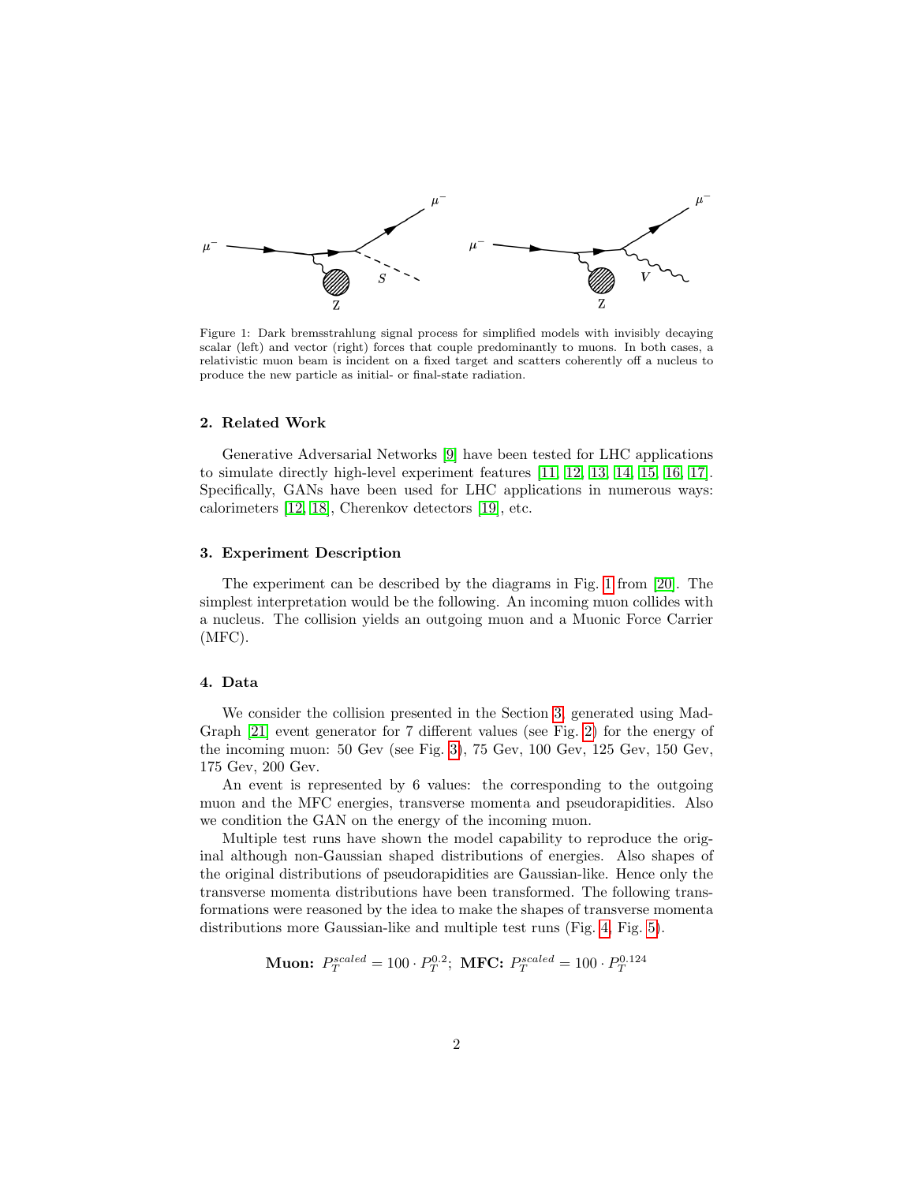$\mu^-$

$\mu^-$

$S$

Z

$\mu^-$

$\mu^-$

$V$

Z

Figure 1: Dark bremsstrahlung signal process for simplified models with invisibly decaying scalar (left) and vector (right) forces that couple predominantly to muons. In both cases, a relativistic muon beam is incident on a fixed target and scatters coherently off a nucleus to produce the new particle as initial- or final-state radiation.

## 2. Related Work

Generative Adversarial Networks [9] have been tested for LHC applications to simulate directly high-level experiment features [11, 12, 13, 14, 15, 16, 17]. Specifically, GANs have been used for LHC applications in numerous ways: calorimeters [12, 18], Cherenkov detectors [19], etc.

## 3. Experiment Description

The experiment can be described by the diagrams in Fig. 1 from [20]. The simplest interpretation would be the following. An incoming muon collides with a nucleus. The collision yields an outgoing muon and a Muonic Force Carrier (MFC).

## 4. Data

We consider the collision presented in the Section 3, generated using MadGraph [21] event generator for 7 different values (see Fig. 2) for the energy of the incoming muon: 50 Gev (see Fig. 3), 75 Gev, 100 Gev, 125 Gev, 150 Gev, 175 Gev, 200 Gev.

An event is represented by 6 values: the corresponding to the outgoing muon and the MFC energies, transverse momenta and pseudorapidities. Also we condition the GAN on the energy of the incoming muon.

Multiple test runs have shown the model capability to reproduce the original although non-Gaussian shaped distributions of energies. Also shapes of the original distributions of pseudorapidities are Gaussian-like. Hence only the transverse momenta distributions have been transformed. The following transformations were reasoned by the idea to make the shapes of transverse momenta distributions more Gaussian-like and multiple test runs (Fig. 4, Fig. 5).

$$\textbf{Muon: } P_T^{scaled} = 100 \cdot P_T^{0.2}; \ \textbf{MFC: } P_T^{scaled} = 100 \cdot P_T^{0.124}$$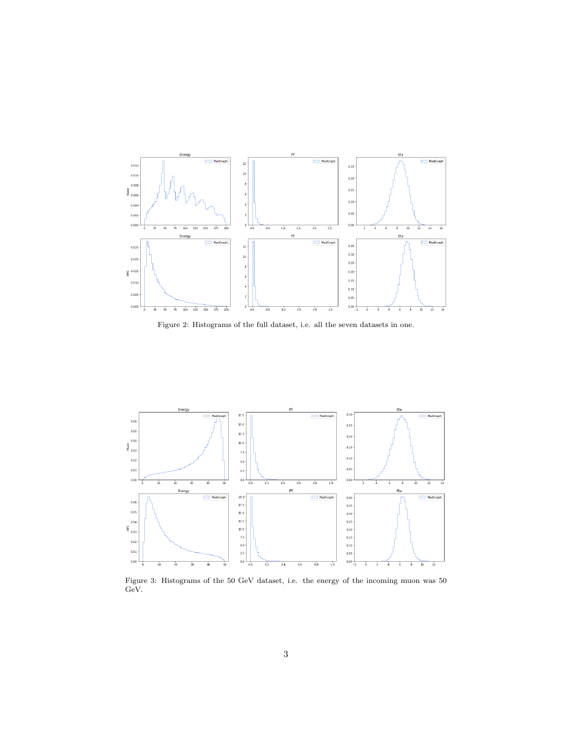Energy
Muon
0.000
0.002
0.004
0.006
0.008
0.010
0.012
0 25 50 75 100 125 150 175 200
MadGraph

PT
0
2
4
6
8
10
12
0.0 0.5 1.0 1.5 2.0 2.5
MadGraph

Eta
0.00
0.05
0.10
0.15
0.20
0.25
2 4 6 8 10 12 14 16
MadGraph

Energy
MPC
0.000
0.005
0.010
0.015
0.020
0.025
0 25 50 75 100 125 150 175 200
MadGraph

PT
0
2
4
6
8
10
12
0.0 0.5 1.0 1.5 2.0 2.5
MadGraph

Eta
0.00
0.05
0.10
0.15
0.20
0.25
0.30
0.35
−2 0 2 4 6 8 10 12 14
MadGraph

Figure 2: Histograms of the full dataset, i.e. all the seven datasets in one.

Energy
Muon
0.00
0.01
0.02
0.03
0.04
0.05
0.06
0 10 20 30 40 50
MadGraph

PT
0.0
2.5
5.0
7.5
10.0
12.5
15.0
17.5
0.0 0.2 0.4 0.6 0.8 1.0
MadGraph

Eta
0.00
0.05
0.10
0.15
0.20
0.25
0.30
2 4 6 8 10 12 14
MadGraph

Energy
MPC
0.00
0.01
0.02
0.03
0.04
0.05
0.06
0 10 20 30 40 50
MadGraph

PT
0.0
2.5
5.0
7.5
10.0
12.5
15.0
17.5
20.0
0.0 0.2 0.4 0.6 0.8 1.0
MadGraph

Eta
0.00
0.05
0.10
0.15
0.20
0.25
0.30
0.35
0.40
−2 0 2 4 6 8 10 12
MadGraph

Figure 3: Histograms of the 50 GeV dataset, i.e. the energy of the incoming muon was 50 GeV.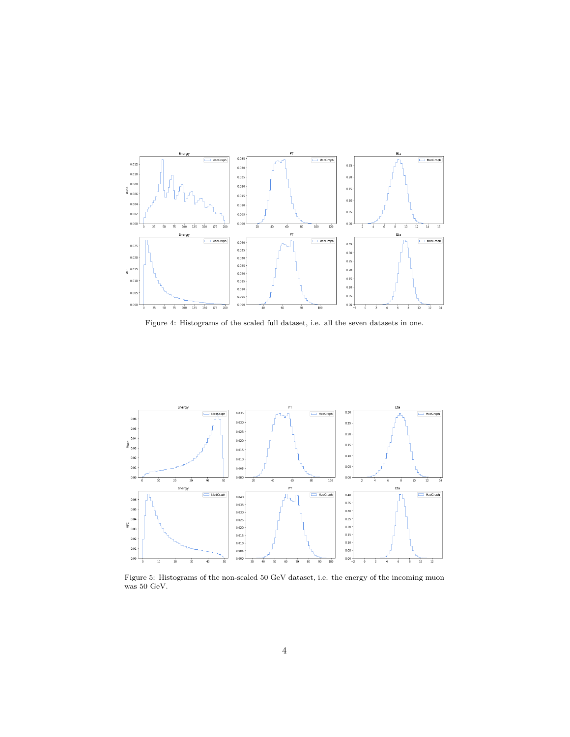Energy

Muon

MadGraph

0.000 0.002 0.004 0.006 0.008 0.010 0.012

0 25 50 75 100 125 150 175 200

PT

MadGraph

0.000 0.005 0.010 0.015 0.020 0.025 0.030 0.035

20 40 60 80 100 120

Eta

MadGraph

0.00 0.05 0.10 0.15 0.20 0.25

2 4 6 8 10 12 14 16

Energy

MFC

MadGraph

0.000 0.005 0.010 0.015 0.020 0.025

0 25 50 75 100 125 150 175 200

PT

MadGraph

0.000 0.005 0.010 0.015 0.020 0.025 0.030 0.035 0.040

40 60 80 100

Eta

MadGraph

0.00 0.05 0.10 0.15 0.20 0.25 0.30 0.35

−2 0 2 4 6 8 10 12 14

Figure 4: Histograms of the scaled full dataset, i.e. all the seven datasets in one.

Energy

Muon

MadGraph

0.00 0.01 0.02 0.03 0.04 0.05 0.06

0 10 20 30 40 50

PT

MadGraph

0.000 0.005 0.010 0.015 0.020 0.025 0.030 0.035

20 40 60 80 100

Eta

MadGraph

0.00 0.05 0.10 0.15 0.20 0.25 0.30

2 4 6 8 10 12 14

Energy

MFC

MadGraph

0.00 0.01 0.02 0.03 0.04 0.05 0.06

0 10 20 30 40 50

PT

MadGraph

0.000 0.005 0.010 0.015 0.020 0.025 0.030 0.035 0.040

30 40 50 60 70 80 90 100

Eta

MadGraph

0.00 0.05 0.10 0.15 0.20 0.25 0.30 0.35 0.40

−2 0 2 4 6 8 10 12

Figure 5: Histograms of the non-scaled 50 GeV dataset, i.e. the energy of the incoming muon was 50 GeV.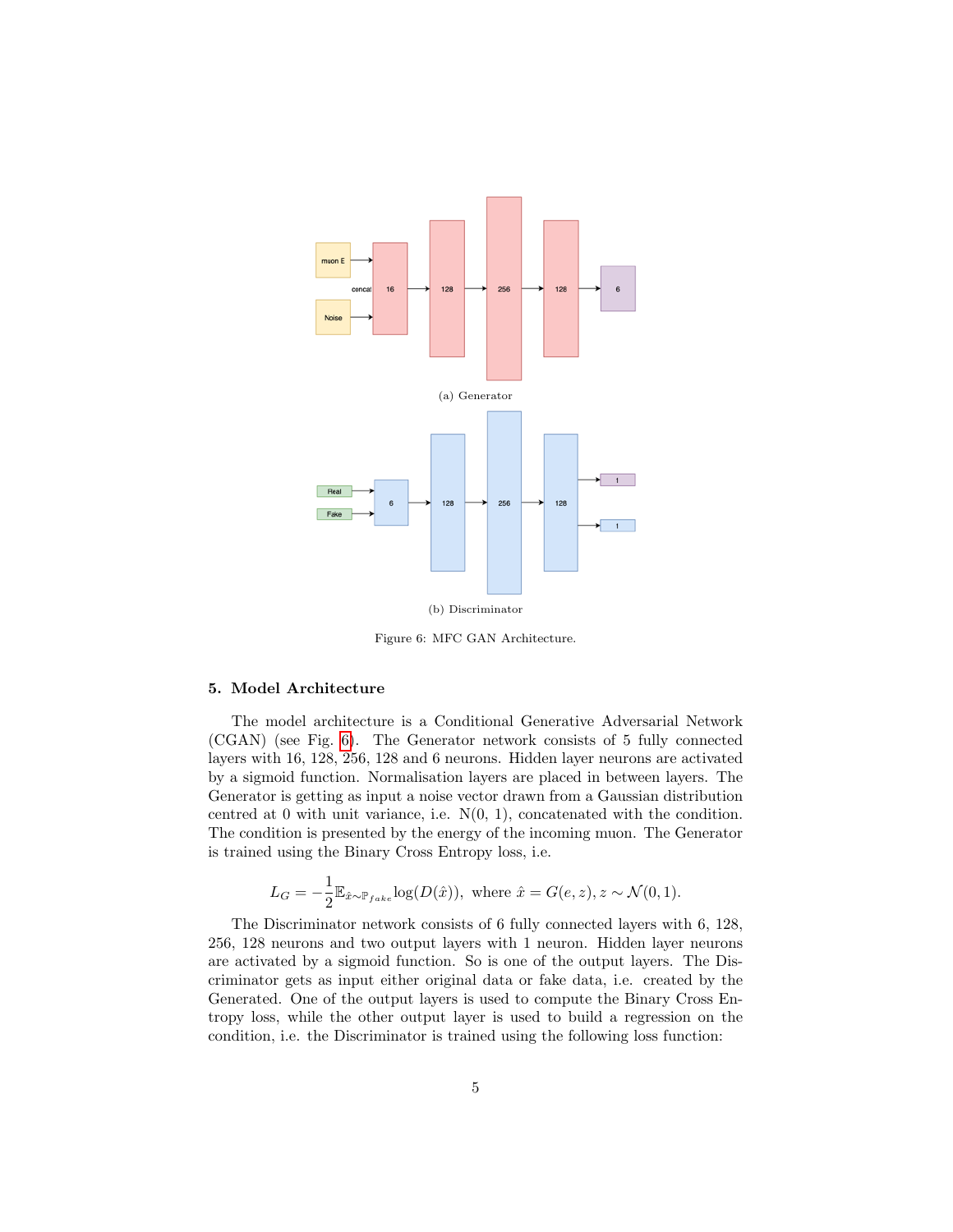muon E

Noise

concat

16

128

256

128

6

(a) Generator

Real

Fake

6

128

256

128

1

1

(b) Discriminator

Figure 6: MFC GAN Architecture.

## 5. Model Architecture

The model architecture is a Conditional Generative Adversarial Network (CGAN) (see Fig. 6). The Generator network consists of 5 fully connected layers with 16, 128, 256, 128 and 6 neurons. Hidden layer neurons are activated by a sigmoid function. Normalisation layers are placed in between layers. The Generator is getting as input a noise vector drawn from a Gaussian distribution centred at 0 with unit variance, i.e. N(0, 1), concatenated with the condition. The condition is presented by the energy of the incoming muon. The Generator is trained using the Binary Cross Entropy loss, i.e.

$$L_G = -\frac{1}{2}\mathbb{E}_{\hat{x}\sim\mathbb{P}_{fake}}\log(D(\hat{x})),\ \text{where}\ \hat{x} = G(e,z), z \sim \mathcal{N}(0,1).$$

The Discriminator network consists of 6 fully connected layers with 6, 128, 256, 128 neurons and two output layers with 1 neuron. Hidden layer neurons are activated by a sigmoid function. So is one of the output layers. The Discriminator gets as input either original data or fake data, i.e. created by the Generated. One of the output layers is used to compute the Binary Cross Entropy loss, while the other output layer is used to build a regression on the condition, i.e. the Discriminator is trained using the following loss function: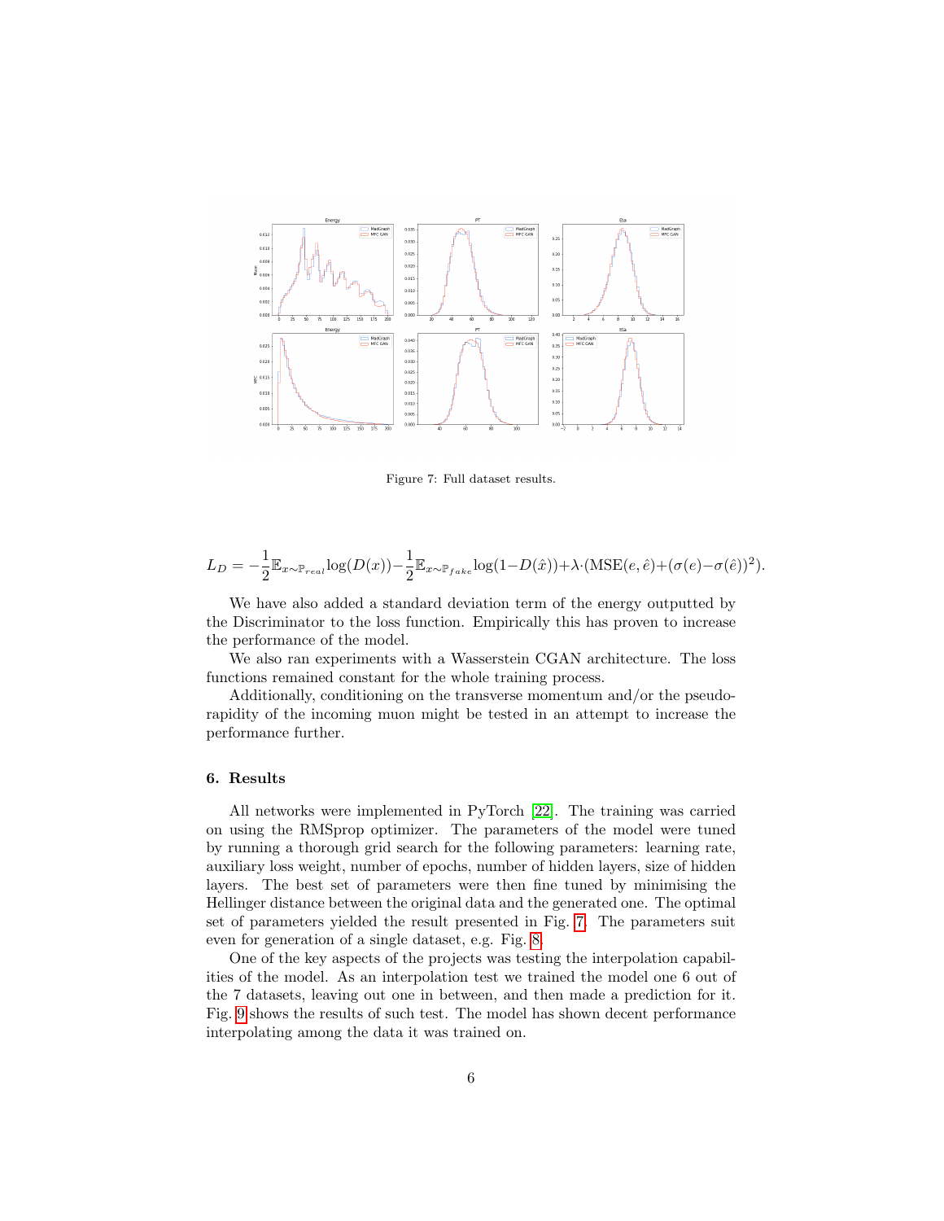Energy
MadGraph
MFC GAN
Muon
0.012
0.010
0.008
0.006
0.004
0.002
0.000
0 25 50 75 100 125 150 175 200

PT
MadGraph
MFC GAN
0.035
0.030
0.025
0.020
0.015
0.010
0.005
0.000
20 40 60 80 100 120

Eta
MadGraph
MFC GAN
0.25
0.20
0.15
0.10
0.05
0.00
2 4 6 8 10 12 14 16

Energy
MadGraph
MFC GAN
MFC
0.025
0.020
0.015
0.010
0.005
0.000
0 25 50 75 100 125 150 175 200

PT
MadGraph
MFC GAN
0.040
0.035
0.030
0.025
0.020
0.015
0.010
0.005
0.000
40 60 80 100

Eta
MadGraph
MFC GAN
0.40
0.35
0.30
0.25
0.20
0.15
0.10
0.05
0.00
−2 0 2 4 6 8 10 12 14

Figure 7: Full dataset results.

$$L_D = -\frac{1}{2}\mathbb{E}_{x\sim\mathbb{P}_{real}}\log(D(x)) - \frac{1}{2}\mathbb{E}_{x\sim\mathbb{P}_{fake}}\log(1-D(\hat{x})) + \lambda\cdot(\text{MSE}(e,\hat{e}) + (\sigma(e)-\sigma(\hat{e}))^2).$$

We have also added a standard deviation term of the energy outputted by the Discriminator to the loss function. Empirically this has proven to increase the performance of the model.

We also ran experiments with a Wasserstein CGAN architecture. The loss functions remained constant for the whole training process.

Additionally, conditioning on the transverse momentum and/or the pseudo-rapidity of the incoming muon might be tested in an attempt to increase the performance further.

## 6. Results

All networks were implemented in PyTorch [22]. The training was carried on using the RMSprop optimizer. The parameters of the model were tuned by running a thorough grid search for the following parameters: learning rate, auxiliary loss weight, number of epochs, number of hidden layers, size of hidden layers. The best set of parameters were then fine tuned by minimising the Hellinger distance between the original data and the generated one. The optimal set of parameters yielded the result presented in Fig. 7. The parameters suit even for generation of a single dataset, e.g. Fig. 8.

One of the key aspects of the projects was testing the interpolation capabilities of the model. As an interpolation test we trained the model one 6 out of the 7 datasets, leaving out one in between, and then made a prediction for it. Fig. 9 shows the results of such test. The model has shown decent performance interpolating among the data it was trained on.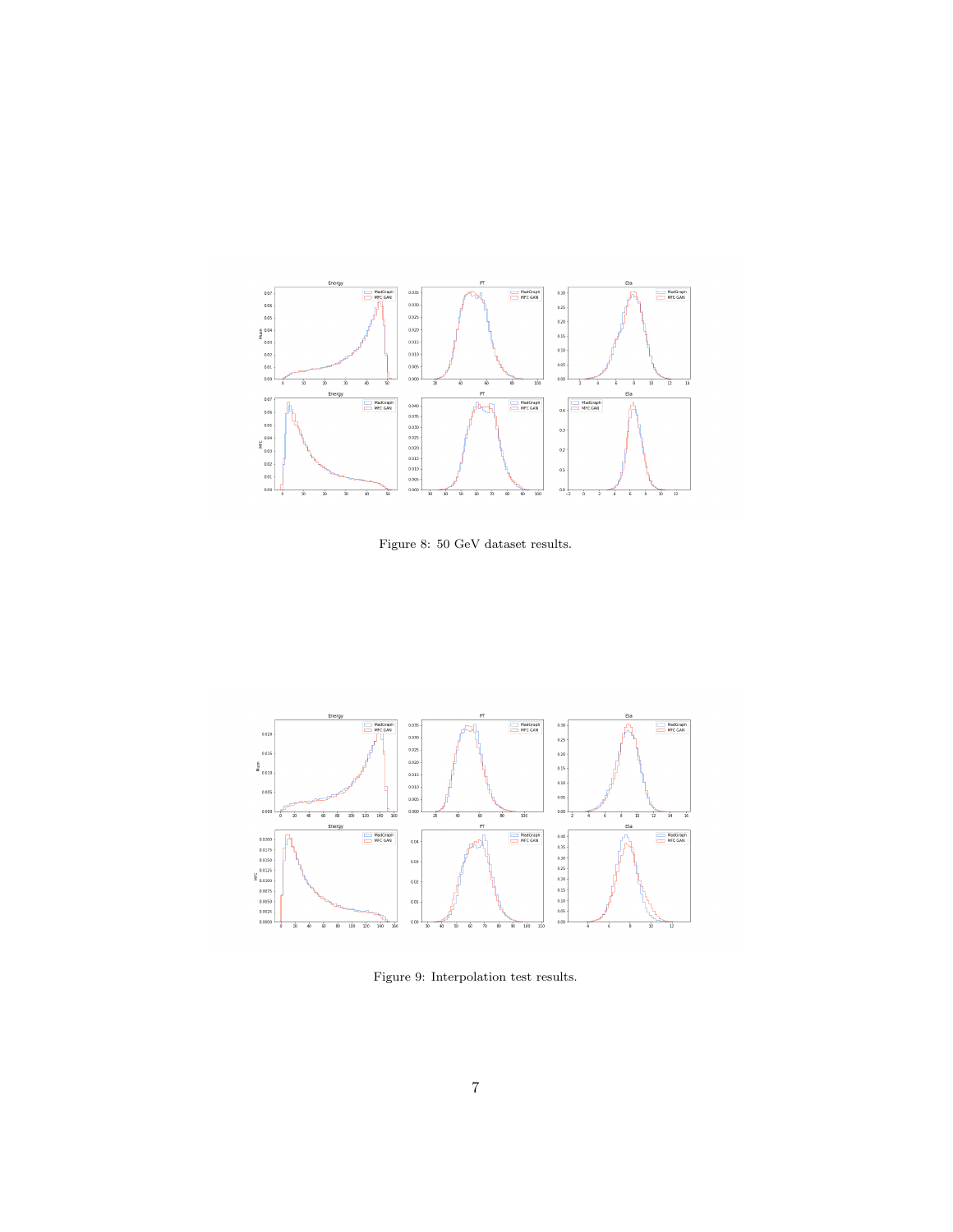Energy

Muon

MadGraph

MFC GAN

PT

MadGraph

MFC GAN

Eta

MadGraph

MFC GAN

Energy

MFC

MadGraph

MFC GAN

PT

MadGraph

MFC GAN

Eta

MadGraph

MFC GAN

Figure 8: 50 GeV dataset results.

Energy

Muon

MadGraph

MFC GAN

PT

MadGraph

MFC GAN

Eta

MadGraph

MFC GAN

Energy

MFC

MadGraph

MFC GAN

PT

MadGraph

MFC GAN

Eta

MadGraph

MFC GAN

Figure 9: Interpolation test results.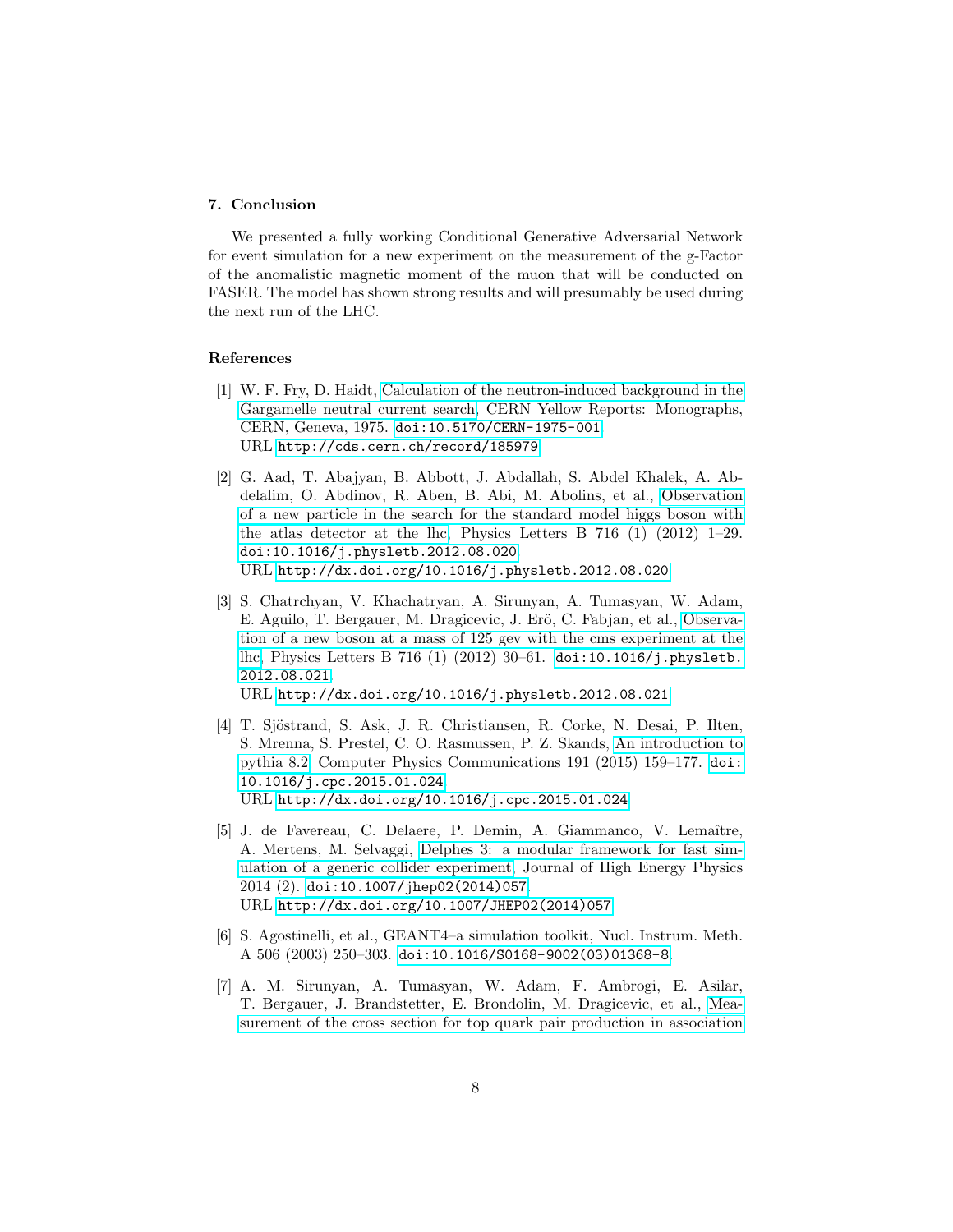## 7. Conclusion

We presented a fully working Conditional Generative Adversarial Network for event simulation for a new experiment on the measurement of the g-Factor of the anomalistic magnetic moment of the muon that will be conducted on FASER. The model has shown strong results and will presumably be used during the next run of the LHC.

## References

[1] W. F. Fry, D. Haidt, Calculation of the neutron-induced background in the Gargamelle neutral current search, CERN Yellow Reports: Monographs, CERN, Geneva, 1975. doi:10.5170/CERN-1975-001.
URL http://cds.cern.ch/record/185979

[2] G. Aad, T. Abajyan, B. Abbott, J. Abdallah, S. Abdel Khalek, A. Abdelalim, O. Abdinov, R. Aben, B. Abi, M. Abolins, et al., Observation of a new particle in the search for the standard model higgs boson with the atlas detector at the lhc, Physics Letters B 716 (1) (2012) 1–29. doi:10.1016/j.physletb.2012.08.020.
URL http://dx.doi.org/10.1016/j.physletb.2012.08.020

[3] S. Chatrchyan, V. Khachatryan, A. Sirunyan, A. Tumasyan, W. Adam, E. Aguilo, T. Bergauer, M. Dragicevic, J. Erö, C. Fabjan, et al., Observation of a new boson at a mass of 125 gev with the cms experiment at the lhc, Physics Letters B 716 (1) (2012) 30–61. doi:10.1016/j.physletb.2012.08.021.
URL http://dx.doi.org/10.1016/j.physletb.2012.08.021

[4] T. Sjöstrand, S. Ask, J. R. Christiansen, R. Corke, N. Desai, P. Ilten, S. Mrenna, S. Prestel, C. O. Rasmussen, P. Z. Skands, An introduction to pythia 8.2, Computer Physics Communications 191 (2015) 159–177. doi:10.1016/j.cpc.2015.01.024.
URL http://dx.doi.org/10.1016/j.cpc.2015.01.024

[5] J. de Favereau, C. Delaere, P. Demin, A. Giammanco, V. Lemaître, A. Mertens, M. Selvaggi, Delphes 3: a modular framework for fast simulation of a generic collider experiment, Journal of High Energy Physics 2014 (2). doi:10.1007/jhep02(2014)057.
URL http://dx.doi.org/10.1007/JHEP02(2014)057

[6] S. Agostinelli, et al., GEANT4–a simulation toolkit, Nucl. Instrum. Meth. A 506 (2003) 250–303. doi:10.1016/S0168-9002(03)01368-8.

[7] A. M. Sirunyan, A. Tumasyan, W. Adam, F. Ambrogi, E. Asilar, T. Bergauer, J. Brandstetter, E. Brondolin, M. Dragicevic, et al., Measurement of the cross section for top quark pair production in association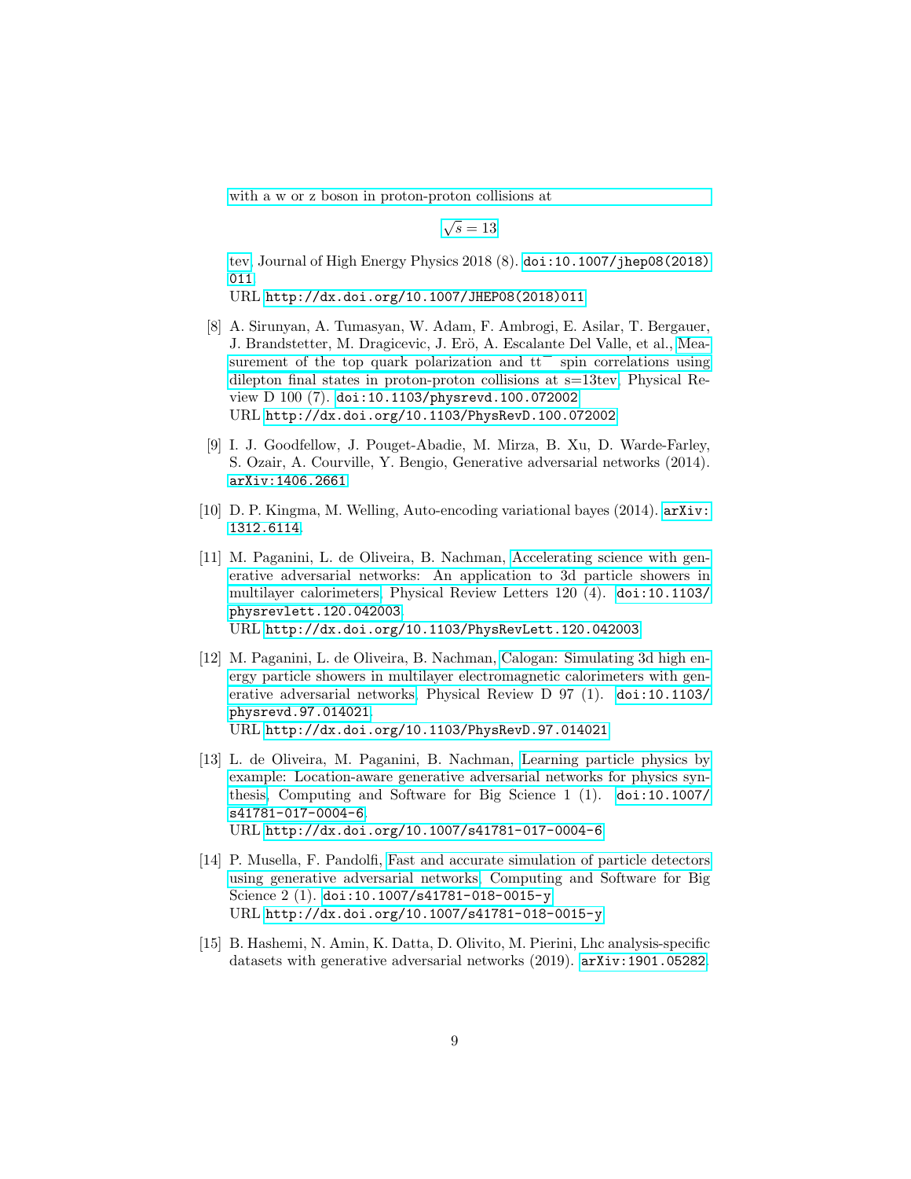with a w or z boson in proton-proton collisions at

$$\sqrt{s} = 13$$

tev, Journal of High Energy Physics 2018 (8). doi:10.1007/jhep08(2018)011.
URL http://dx.doi.org/10.1007/JHEP08(2018)011

[8] A. Sirunyan, A. Tumasyan, W. Adam, F. Ambrogi, E. Asilar, T. Bergauer, J. Brandstetter, M. Dragicevic, J. Erö, A. Escalante Del Valle, et al., Measurement of the top quark polarization and $t\bar{t}$ spin correlations using dilepton final states in proton-proton collisions at s=13tev, Physical Review D 100 (7). doi:10.1103/physrevd.100.072002.
URL http://dx.doi.org/10.1103/PhysRevD.100.072002

[9] I. J. Goodfellow, J. Pouget-Abadie, M. Mirza, B. Xu, D. Warde-Farley, S. Ozair, A. Courville, Y. Bengio, Generative adversarial networks (2014). arXiv:1406.2661.

[10] D. P. Kingma, M. Welling, Auto-encoding variational bayes (2014). arXiv:1312.6114.

[11] M. Paganini, L. de Oliveira, B. Nachman, Accelerating science with generative adversarial networks: An application to 3d particle showers in multilayer calorimeters, Physical Review Letters 120 (4). doi:10.1103/physrevlett.120.042003.
URL http://dx.doi.org/10.1103/PhysRevLett.120.042003

[12] M. Paganini, L. de Oliveira, B. Nachman, Calogan: Simulating 3d high energy particle showers in multilayer electromagnetic calorimeters with generative adversarial networks, Physical Review D 97 (1). doi:10.1103/physrevd.97.014021.
URL http://dx.doi.org/10.1103/PhysRevD.97.014021

[13] L. de Oliveira, M. Paganini, B. Nachman, Learning particle physics by example: Location-aware generative adversarial networks for physics synthesis, Computing and Software for Big Science 1 (1). doi:10.1007/s41781-017-0004-6.
URL http://dx.doi.org/10.1007/s41781-017-0004-6

[14] P. Musella, F. Pandolfi, Fast and accurate simulation of particle detectors using generative adversarial networks, Computing and Software for Big Science 2 (1). doi:10.1007/s41781-018-0015-y.
URL http://dx.doi.org/10.1007/s41781-018-0015-y

[15] B. Hashemi, N. Amin, K. Datta, D. Olivito, M. Pierini, Lhc analysis-specific datasets with generative adversarial networks (2019). arXiv:1901.05282.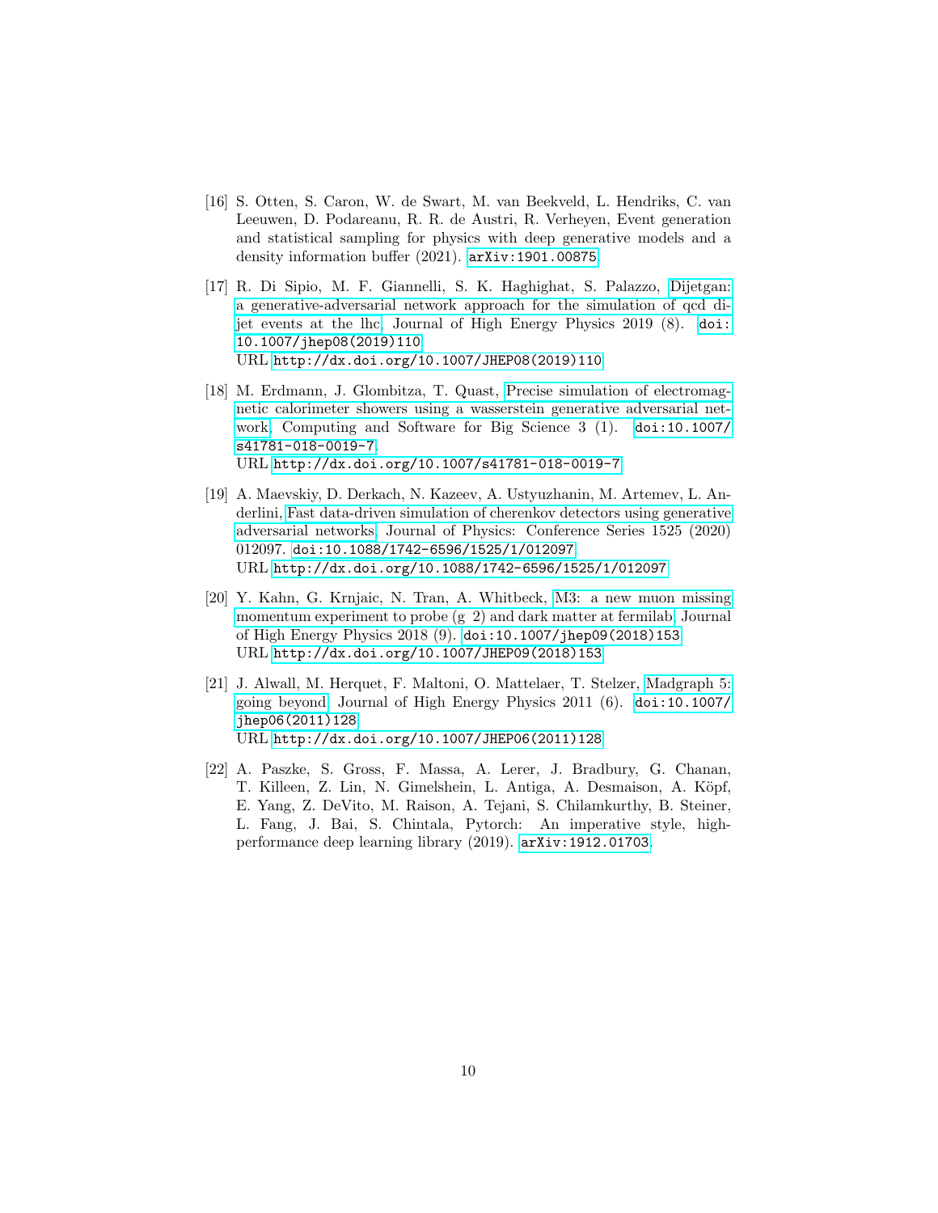[16] S. Otten, S. Caron, W. de Swart, M. van Beekveld, L. Hendriks, C. van Leeuwen, D. Podareanu, R. R. de Austri, R. Verheyen, Event generation and statistical sampling for physics with deep generative models and a density information buffer (2021). arXiv:1901.00875.

[17] R. Di Sipio, M. F. Giannelli, S. K. Haghighat, S. Palazzo, Dijetgan: a generative-adversarial network approach for the simulation of qcd dijet events at the lhc, Journal of High Energy Physics 2019 (8). doi:10.1007/jhep08(2019)110.
URL http://dx.doi.org/10.1007/JHEP08(2019)110

[18] M. Erdmann, J. Glombitza, T. Quast, Precise simulation of electromagnetic calorimeter showers using a wasserstein generative adversarial network, Computing and Software for Big Science 3 (1). doi:10.1007/s41781-018-0019-7.
URL http://dx.doi.org/10.1007/s41781-018-0019-7

[19] A. Maevskiy, D. Derkach, N. Kazeev, A. Ustyuzhanin, M. Artemev, L. Anderlini, Fast data-driven simulation of cherenkov detectors using generative adversarial networks, Journal of Physics: Conference Series 1525 (2020) 012097. doi:10.1088/1742-6596/1525/1/012097.
URL http://dx.doi.org/10.1088/1742-6596/1525/1/012097

[20] Y. Kahn, G. Krnjaic, N. Tran, A. Whitbeck, M3: a new muon missing momentum experiment to probe (g 2) and dark matter at fermilab, Journal of High Energy Physics 2018 (9). doi:10.1007/jhep09(2018)153.
URL http://dx.doi.org/10.1007/JHEP09(2018)153

[21] J. Alwall, M. Herquet, F. Maltoni, O. Mattelaer, T. Stelzer, Madgraph 5: going beyond, Journal of High Energy Physics 2011 (6). doi:10.1007/jhep06(2011)128.
URL http://dx.doi.org/10.1007/JHEP06(2011)128

[22] A. Paszke, S. Gross, F. Massa, A. Lerer, J. Bradbury, G. Chanan, T. Killeen, Z. Lin, N. Gimelshein, L. Antiga, A. Desmaison, A. Köpf, E. Yang, Z. DeVito, M. Raison, A. Tejani, S. Chilamkurthy, B. Steiner, L. Fang, J. Bai, S. Chintala, Pytorch: An imperative style, high-performance deep learning library (2019). arXiv:1912.01703.